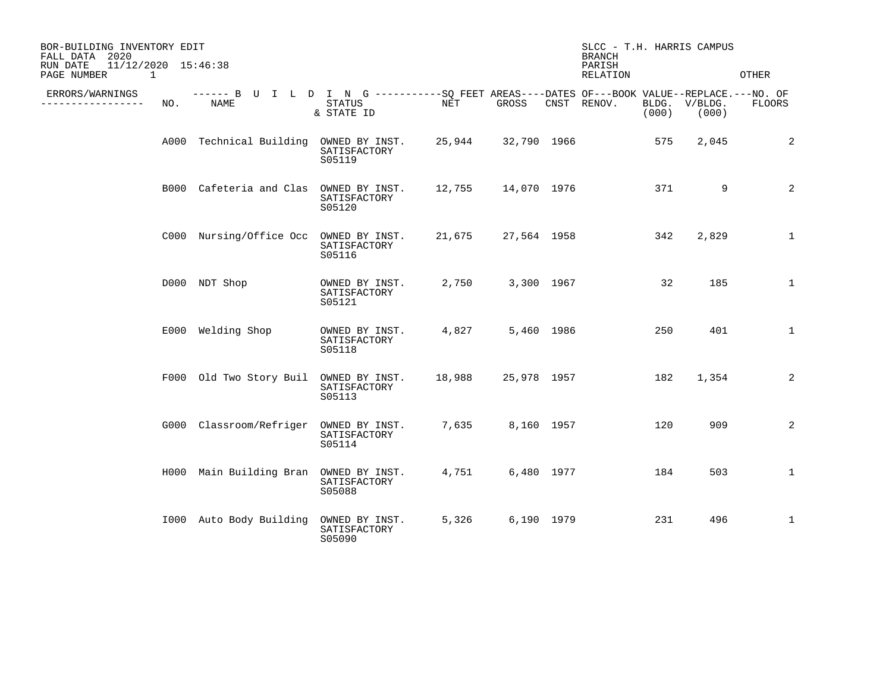BOR-BUILDING INVENTORY EDIT
FALL DATA 2020
RUN DATE 11/12/2020 15:46:38
PAGE NUMBER 1

SLCC - T.H. HARRIS CAMPUS
BRANCH
PARISH
RELATION OTHER

| ERRORS/WARNINGS | NO. | NAME | STATUS & STATE ID | NET | GROSS | CNST | RENOV. | BLDG. (000) | V/BLDG. (000) | NO. OF FLOORS |
|---|---|---|---|---|---|---|---|---|---|---|
| | A000 | Technical Building | OWNED BY INST. SATISFACTORY S05119 | 25,944 | 32,790 | 1966 | | 575 | 2,045 | 2 |
| | B000 | Cafeteria and Clas | OWNED BY INST. SATISFACTORY S05120 | 12,755 | 14,070 | 1976 | | 371 | 9 | 2 |
| | C000 | Nursing/Office Occ | OWNED BY INST. SATISFACTORY S05116 | 21,675 | 27,564 | 1958 | | 342 | 2,829 | 1 |
| | D000 | NDT Shop | OWNED BY INST. SATISFACTORY S05121 | 2,750 | 3,300 | 1967 | | 32 | 185 | 1 |
| | E000 | Welding Shop | OWNED BY INST. SATISFACTORY S05118 | 4,827 | 5,460 | 1986 | | 250 | 401 | 1 |
| | F000 | Old Two Story Buil | OWNED BY INST. SATISFACTORY S05113 | 18,988 | 25,978 | 1957 | | 182 | 1,354 | 2 |
| | G000 | Classroom/Refriger | OWNED BY INST. SATISFACTORY S05114 | 7,635 | 8,160 | 1957 | | 120 | 909 | 2 |
| | H000 | Main Building Bran | OWNED BY INST. SATISFACTORY S05088 | 4,751 | 6,480 | 1977 | | 184 | 503 | 1 |
| | I000 | Auto Body Building | OWNED BY INST. SATISFACTORY S05090 | 5,326 | 6,190 | 1979 | | 231 | 496 | 1 |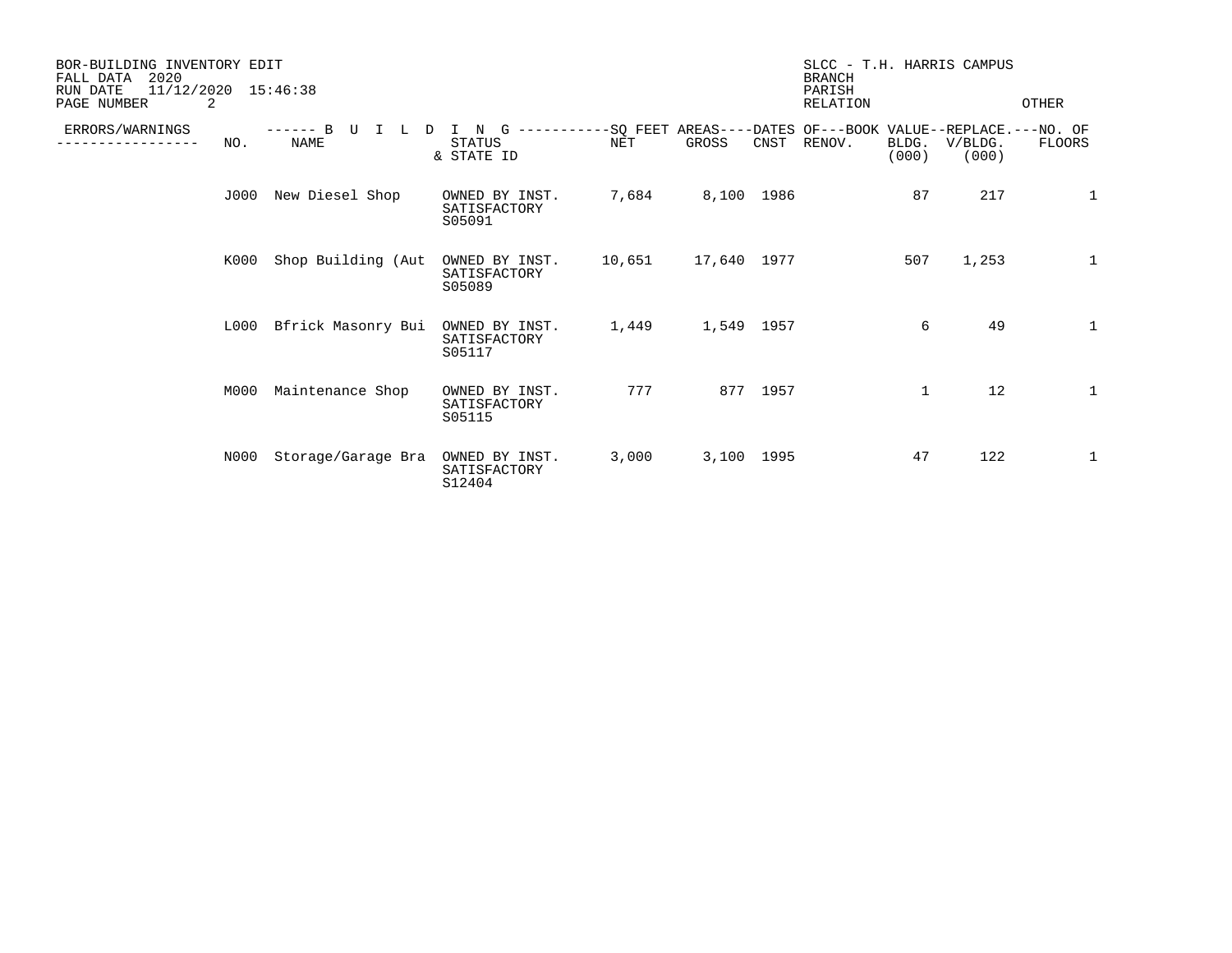BOR-BUILDING INVENTORY EDIT
FALL DATA 2020
RUN DATE 11/12/2020 15:46:38

SLCC - T.H. HARRIS CAMPUS
BRANCH
PARISH
RELATION OTHER

| ERRORS/WARNINGS | NO. | NAME | STATUS & STATE ID | NET | GROSS | CNST | RENOV. | BOOK VALUE BLDG. (000) | REPLACE. V/BLDG. (000) | NO. OF FLOORS |
|---|---|---|---|---|---|---|---|---|---|---|
| | J000 | New Diesel Shop | OWNED BY INST. SATISFACTORY S05091 | 7,684 | 8,100 | 1986 | | 87 | 217 | 1 |
| | K000 | Shop Building (Aut | OWNED BY INST. SATISFACTORY S05089 | 10,651 | 17,640 | 1977 | | 507 | 1,253 | 1 |
| | L000 | Bfrick Masonry Bui | OWNED BY INST. SATISFACTORY S05117 | 1,449 | 1,549 | 1957 | | 6 | 49 | 1 |
| | M000 | Maintenance Shop | OWNED BY INST. SATISFACTORY S05115 | 777 | 877 | 1957 | | 1 | 12 | 1 |
| | N000 | Storage/Garage Bra | OWNED BY INST. SATISFACTORY S12404 | 3,000 | 3,100 | 1995 | | 47 | 122 | 1 |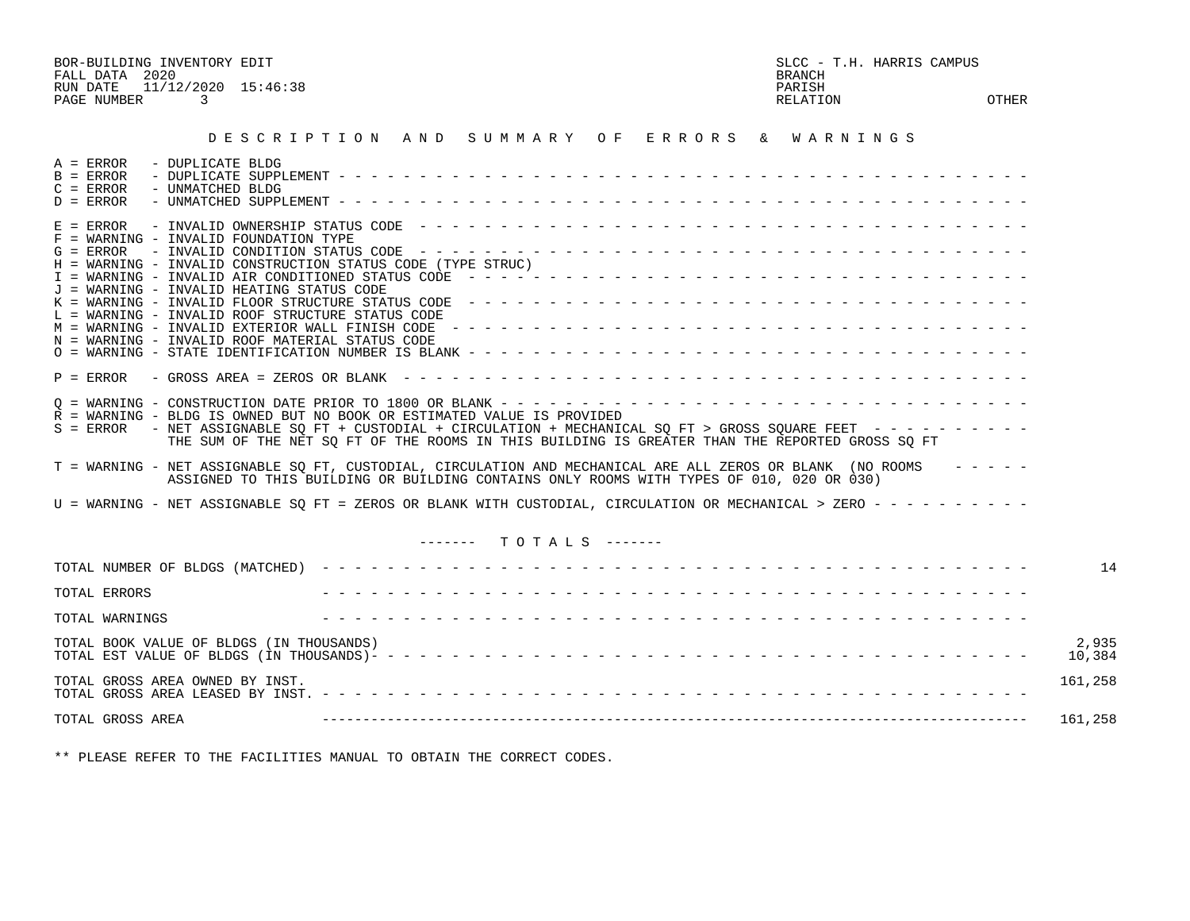BOR-BUILDING INVENTORY EDIT
FALL DATA 2020
RUN DATE 11/12/2020 15:46:38
PAGE NUMBER 3

SLCC - T.H. HARRIS CAMPUS
BRANCH
PARISH
RELATION OTHER

## D E S C R I P T I O N A N D S U M M A R Y O F E R R O R S & W A R N I N G S

A = ERROR - DUPLICATE BLDG
B = ERROR - DUPLICATE SUPPLEMENT
C = ERROR - UNMATCHED BLDG
D = ERROR - UNMATCHED SUPPLEMENT

E = ERROR - INVALID OWNERSHIP STATUS CODE
F = WARNING - INVALID FOUNDATION TYPE
G = ERROR - INVALID CONDITION STATUS CODE
H = WARNING - INVALID CONSTRUCTION STATUS CODE (TYPE STRUC)
I = WARNING - INVALID AIR CONDITIONED STATUS CODE
J = WARNING - INVALID HEATING STATUS CODE
K = WARNING - INVALID FLOOR STRUCTURE STATUS CODE
L = WARNING - INVALID ROOF STRUCTURE STATUS CODE
M = WARNING - INVALID EXTERIOR WALL FINISH CODE
N = WARNING - INVALID ROOF MATERIAL STATUS CODE
O = WARNING - STATE IDENTIFICATION NUMBER IS BLANK

P = ERROR - GROSS AREA = ZEROS OR BLANK

Q = WARNING - CONSTRUCTION DATE PRIOR TO 1800 OR BLANK
R = WARNING - BLDG IS OWNED BUT NO BOOK OR ESTIMATED VALUE IS PROVIDED
S = ERROR - NET ASSIGNABLE SQ FT + CUSTODIAL + CIRCULATION + MECHANICAL SQ FT > GROSS SQUARE FEET
THE SUM OF THE NET SQ FT OF THE ROOMS IN THIS BUILDING IS GREATER THAN THE REPORTED GROSS SQ FT

T = WARNING - NET ASSIGNABLE SQ FT, CUSTODIAL, CIRCULATION AND MECHANICAL ARE ALL ZEROS OR BLANK (NO ROOMS ASSIGNED TO THIS BUILDING OR BUILDING CONTAINS ONLY ROOMS WITH TYPES OF 010, 020 OR 030)

U = WARNING - NET ASSIGNABLE SQ FT = ZEROS OR BLANK WITH CUSTODIAL, CIRCULATION OR MECHANICAL > ZERO

### ------- T O T A L S -------

| | |
|---|---|
| TOTAL NUMBER OF BLDGS (MATCHED) | 14 |
| TOTAL ERRORS | |
| TOTAL WARNINGS | |
| TOTAL BOOK VALUE OF BLDGS (IN THOUSANDS) | 2,935 |
| TOTAL EST VALUE OF BLDGS (IN THOUSANDS) | 10,384 |
| TOTAL GROSS AREA OWNED BY INST. | 161,258 |
| TOTAL GROSS AREA LEASED BY INST. | |
| TOTAL GROSS AREA | 161,258 |

** PLEASE REFER TO THE FACILITIES MANUAL TO OBTAIN THE CORRECT CODES.